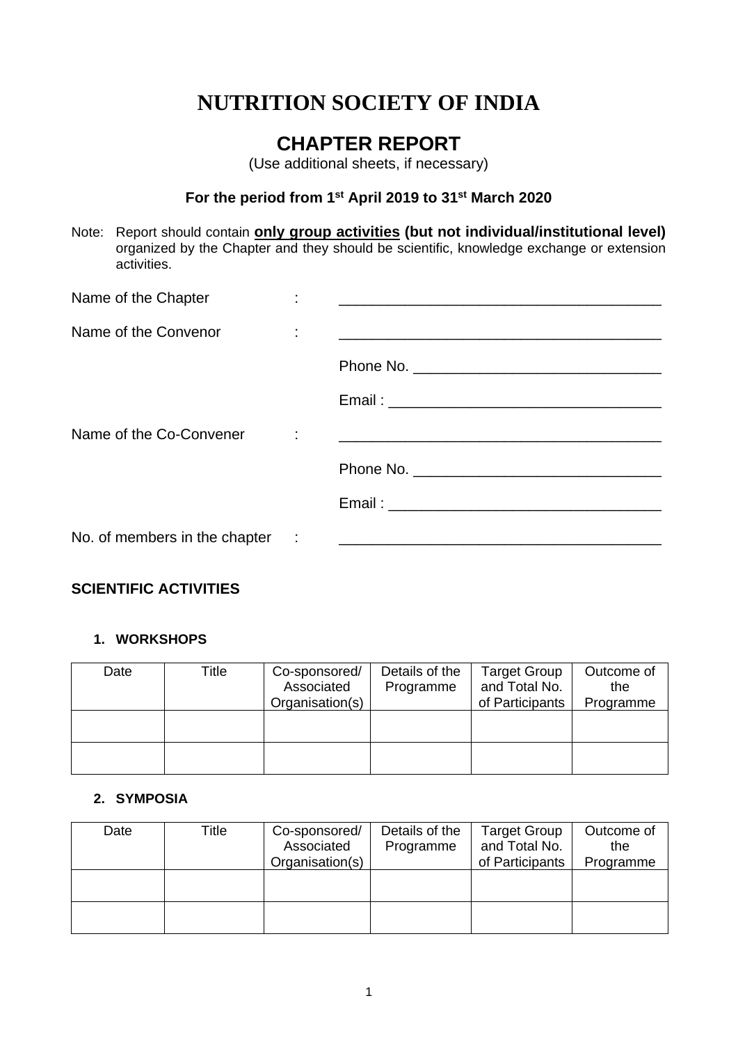# NUTRITION SOCIETY OF INDIA

## CHAPTER REPORT

(Use additional sheets, if necessary)

**For the period from 1st April 2019 to 31st March 2020**

Note: Report should contain **only group activities (but not individual/institutional level)** organized by the Chapter and they should be scientific, knowledge exchange or extension activities.

Name of the Chapter : ________________________________________

Name of the Convenor : ________________________________________

Phone No. ______________________________

Email : _________________________________

Name of the Co-Convener : ________________________________________

Phone No. ______________________________

Email : _________________________________

No. of members in the chapter : ________________________________________

### SCIENTIFIC ACTIVITIES

**1. WORKSHOPS**

| Date | Title | Co-sponsored/ Associated Organisation(s) | Details of the Programme | Target Group and Total No. of Participants | Outcome of the Programme |
|---|---|---|---|---|---|
| | | | | | |
| | | | | | |

**2. SYMPOSIA**

| Date | Title | Co-sponsored/ Associated Organisation(s) | Details of the Programme | Target Group and Total No. of Participants | Outcome of the Programme |
|---|---|---|---|---|---|
| | | | | | |
| | | | | | |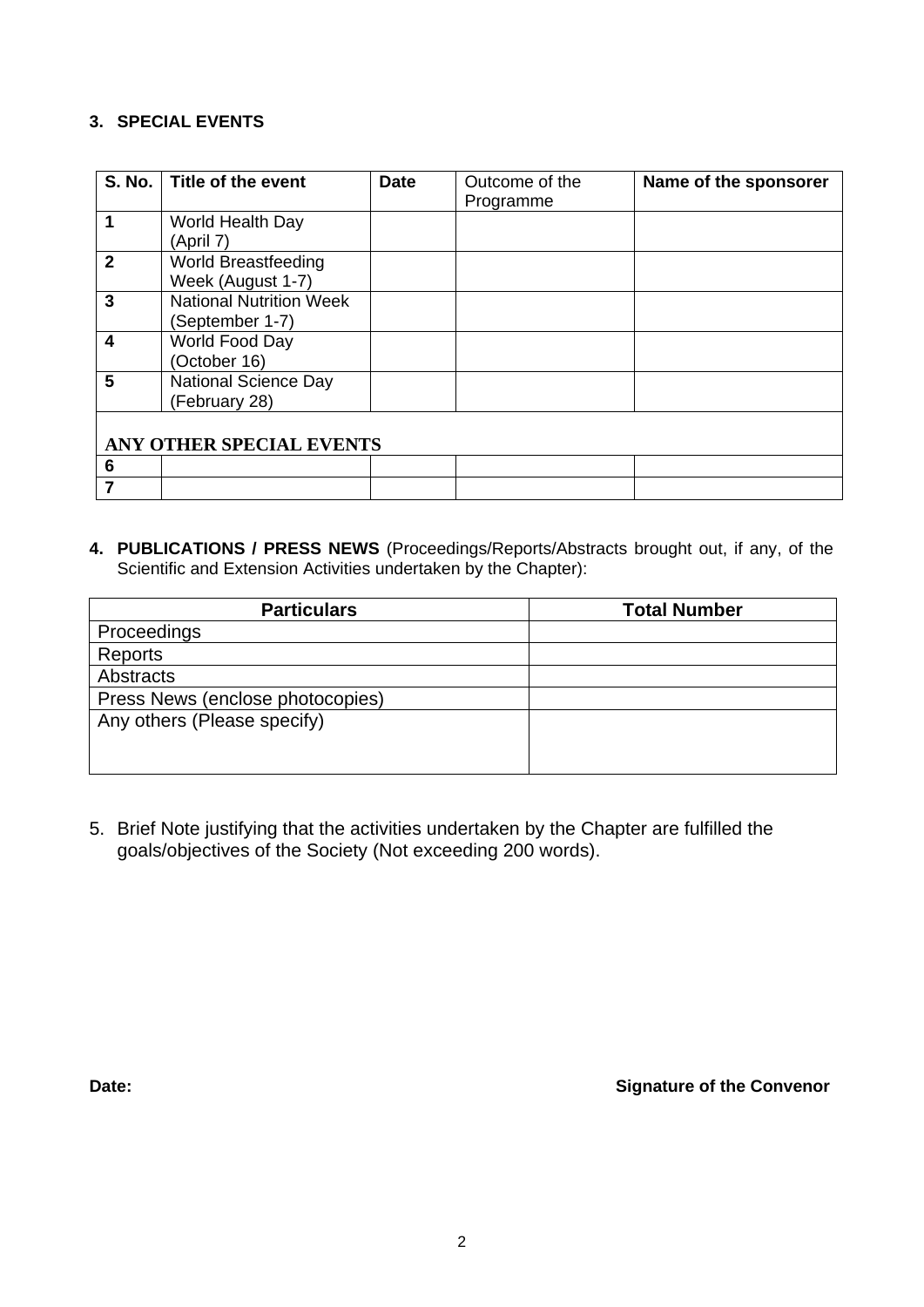### 3. SPECIAL EVENTS

| S. No. | Title of the event | Date | Outcome of the Programme | Name of the sponsorer |
|---|---|---|---|---|
| 1 | World Health Day (April 7) | | | |
| 2 | World Breastfeeding Week (August 1-7) | | | |
| 3 | National Nutrition Week (September 1-7) | | | |
| 4 | World Food Day (October 16) | | | |
| 5 | National Science Day (February 28) | | | |
| **ANY OTHER SPECIAL EVENTS** | | | | |
| 6 | | | | |
| 7 | | | | |

**4. PUBLICATIONS / PRESS NEWS** (Proceedings/Reports/Abstracts brought out, if any, of the Scientific and Extension Activities undertaken by the Chapter):

| Particulars | Total Number |
|---|---|
| Proceedings | |
| Reports | |
| Abstracts | |
| Press News (enclose photocopies) | |
| Any others (Please specify) | |

5. Brief Note justifying that the activities undertaken by the Chapter are fulfilled the goals/objectives of the Society (Not exceeding 200 words).

**Date:** **Signature of the Convenor**